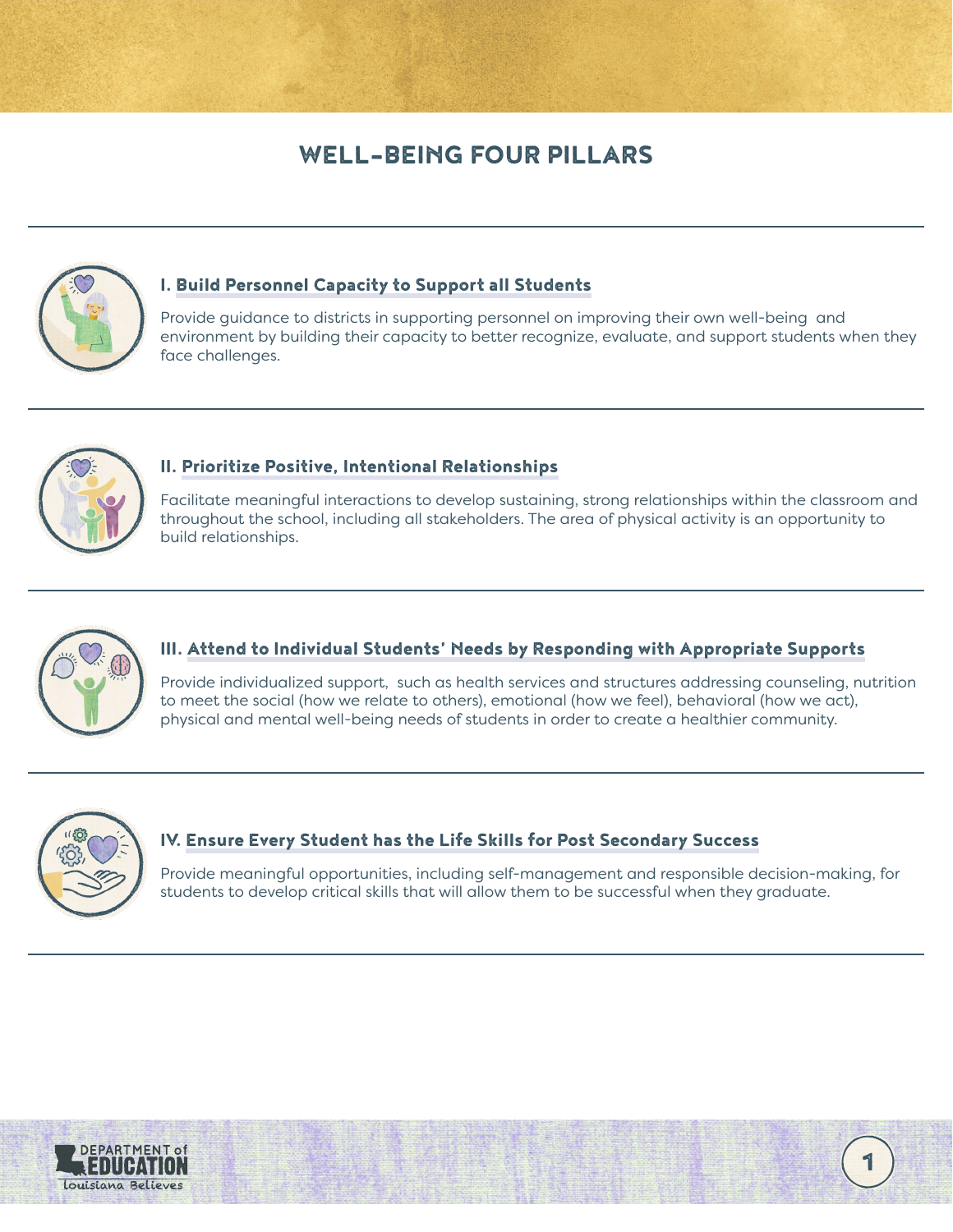# WELL-BEING FOUR PILLARS

## I. Build Personnel Capacity to Support all Students

Provide guidance to districts in supporting personnel on improving their own well-being and environment by building their capacity to better recognize, evaluate, and support students when they face challenges.

## II. Prioritize Positive, Intentional Relationships

Facilitate meaningful interactions to develop sustaining, strong relationships within the classroom and throughout the school, including all stakeholders. The area of physical activity is an opportunity to build relationships.

## III. Attend to Individual Students' Needs by Responding with Appropriate Supports

Provide individualized support, such as health services and structures addressing counseling, nutrition to meet the social (how we relate to others), emotional (how we feel), behavioral (how we act), physical and mental well-being needs of students in order to create a healthier community.

## IV. Ensure Every Student has the Life Skills for Post Secondary Success

Provide meaningful opportunities, including self-management and responsible decision-making, for students to develop critical skills that will allow them to be successful when they graduate.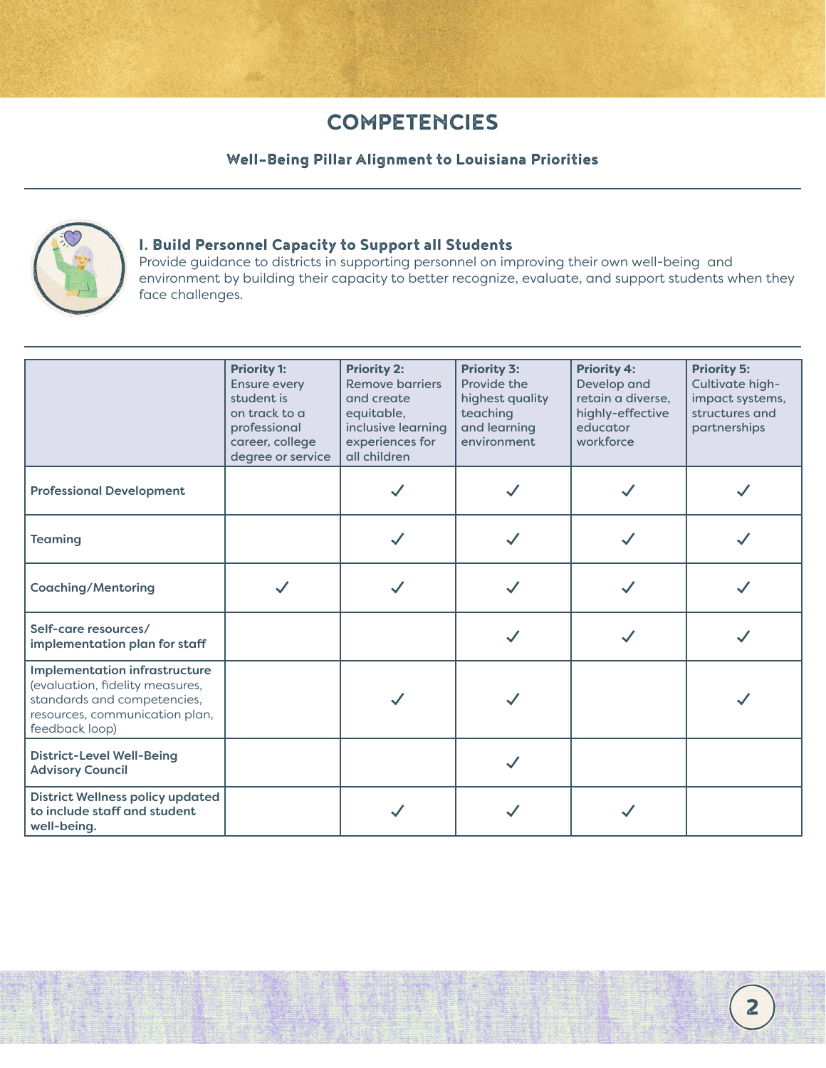# COMPETENCIES

**Well-Being Pillar Alignment to Louisiana Priorities**

## I. Build Personnel Capacity to Support all Students

Provide guidance to districts in supporting personnel on improving their own well-being and environment by building their capacity to better recognize, evaluate, and support students when they face challenges.

| | **Priority 1:** Ensure every student is on track to a professional career, college degree or service | **Priority 2:** Remove barriers and create equitable, inclusive learning experiences for all children | **Priority 3:** Provide the highest quality teaching and learning environment | **Priority 4:** Develop and retain a diverse, highly-effective educator workforce | **Priority 5:** Cultivate high-impact systems, structures and partnerships |
|---|---|---|---|---|---|
| **Professional Development** | | ✓ | ✓ | ✓ | ✓ |
| **Teaming** | | ✓ | ✓ | ✓ | ✓ |
| **Coaching/Mentoring** | ✓ | ✓ | ✓ | ✓ | ✓ |
| **Self-care resources/ implementation plan for staff** | | | ✓ | ✓ | ✓ |
| **Implementation infrastructure** (evaluation, fidelity measures, standards and competencies, resources, communication plan, feedback loop) | | ✓ | ✓ | | ✓ |
| **District-Level Well-Being Advisory Council** | | | ✓ | | |
| **District Wellness policy updated to include staff and student well-being.** | | ✓ | ✓ | ✓ | |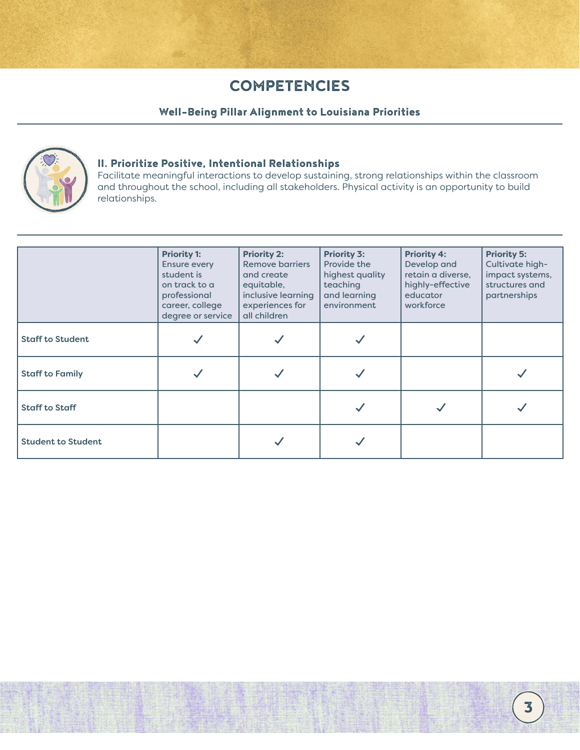# COMPETENCIES

**Well-Being Pillar Alignment to Louisiana Priorities**

### II. Prioritize Positive, Intentional Relationships

Facilitate meaningful interactions to develop sustaining, strong relationships within the classroom and throughout the school, including all stakeholders. Physical activity is an opportunity to build relationships.

| | **Priority 1:** Ensure every student is on track to a professional career, college degree or service | **Priority 2:** Remove barriers and create equitable, inclusive learning experiences for all children | **Priority 3:** Provide the highest quality teaching and learning environment | **Priority 4:** Develop and retain a diverse, highly-effective educator workforce | **Priority 5:** Cultivate high-impact systems, structures and partnerships |
|---|---|---|---|---|---|
| **Staff to Student** | ✓ | ✓ | ✓ | | |
| **Staff to Family** | ✓ | ✓ | ✓ | | ✓ |
| **Staff to Staff** | | | ✓ | ✓ | ✓ |
| **Student to Student** | | ✓ | ✓ | | |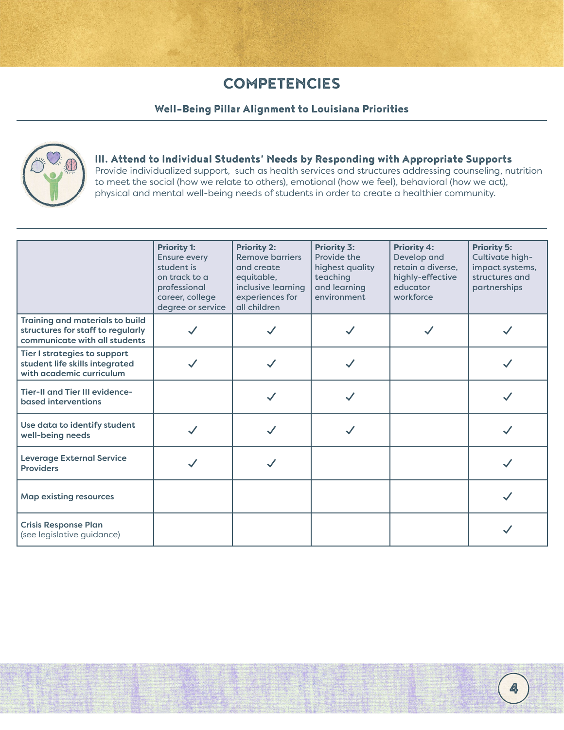# COMPETENCIES

**Well-Being Pillar Alignment to Louisiana Priorities**

### III. Attend to Individual Students' Needs by Responding with Appropriate Supports

Provide individualized support, such as health services and structures addressing counseling, nutrition to meet the social (how we relate to others), emotional (how we feel), behavioral (how we act), physical and mental well-being needs of students in order to create a healthier community.

| | **Priority 1:** Ensure every student is on track to a professional career, college degree or service | **Priority 2:** Remove barriers and create equitable, inclusive learning experiences for all children | **Priority 3:** Provide the highest quality teaching and learning environment | **Priority 4:** Develop and retain a diverse, highly-effective educator workforce | **Priority 5:** Cultivate high-impact systems, structures and partnerships |
|---|---|---|---|---|---|
| **Training and materials to build structures for staff to regularly communicate with all students** | ✓ | ✓ | ✓ | ✓ | ✓ |
| **Tier I strategies to support student life skills integrated with academic curriculum** | ✓ | ✓ | ✓ | | ✓ |
| **Tier-II and Tier III evidence-based interventions** | | ✓ | ✓ | | ✓ |
| **Use data to identify student well-being needs** | ✓ | ✓ | ✓ | | ✓ |
| **Leverage External Service Providers** | ✓ | ✓ | | | ✓ |
| **Map existing resources** | | | | | ✓ |
| **Crisis Response Plan** (see legislative guidance) | | | | | ✓ |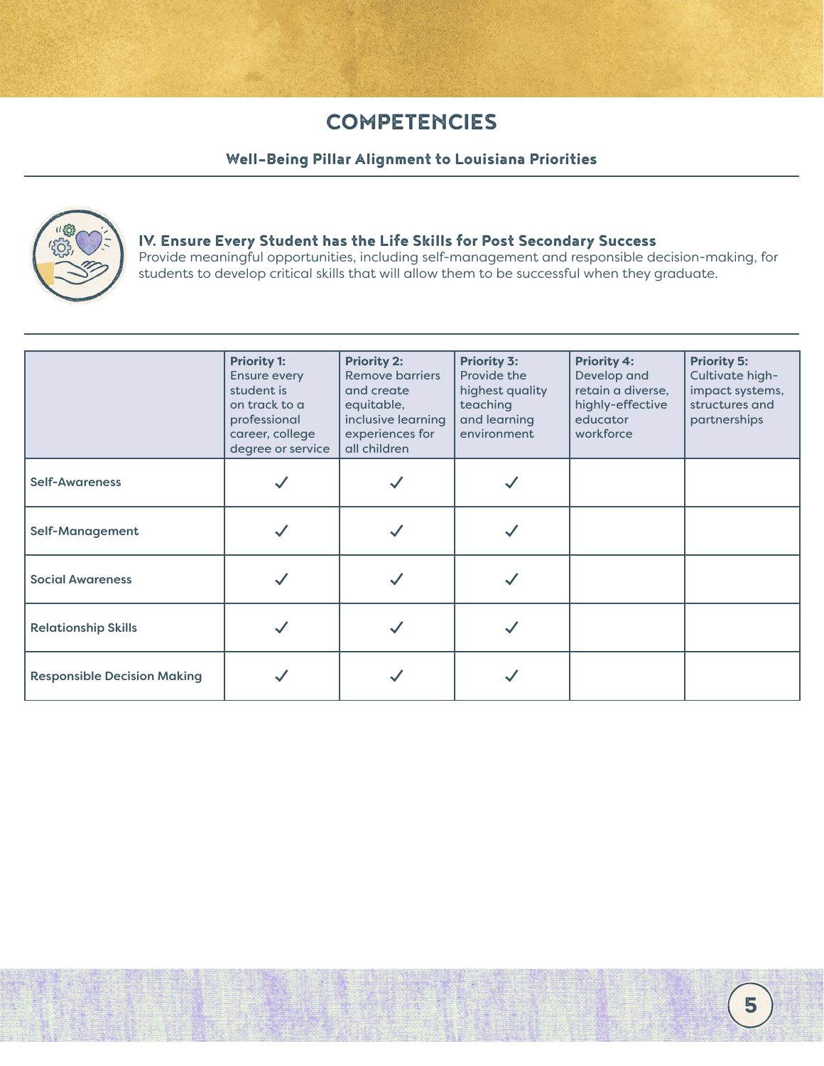# COMPETENCIES

### Well-Being Pillar Alignment to Louisiana Priorities

**IV. Ensure Every Student has the Life Skills for Post Secondary Success**
Provide meaningful opportunities, including self-management and responsible decision-making, for students to develop critical skills that will allow them to be successful when they graduate.

| | **Priority 1:** Ensure every student is on track to a professional career, college degree or service | **Priority 2:** Remove barriers and create equitable, inclusive learning experiences for all children | **Priority 3:** Provide the highest quality teaching and learning environment | **Priority 4:** Develop and retain a diverse, highly-effective educator workforce | **Priority 5:** Cultivate high-impact systems, structures and partnerships |
|---|---|---|---|---|---|
| **Self-Awareness** | ✓ | ✓ | ✓ | | |
| **Self-Management** | ✓ | ✓ | ✓ | | |
| **Social Awareness** | ✓ | ✓ | ✓ | | |
| **Relationship Skills** | ✓ | ✓ | ✓ | | |
| **Responsible Decision Making** | ✓ | ✓ | ✓ | | |